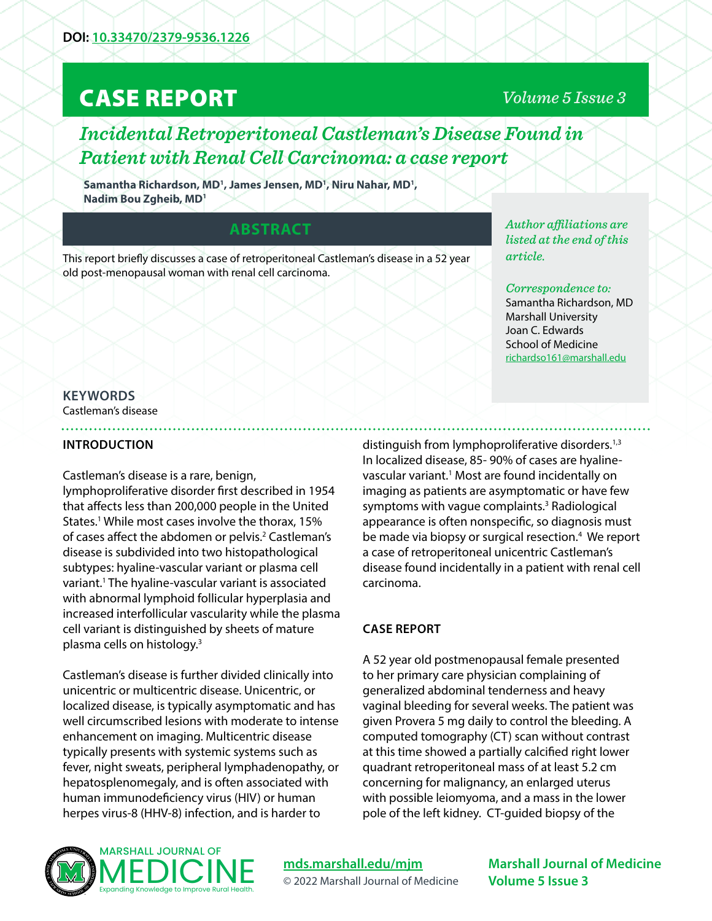DOI: 10.33470/2379-9536.1226

# CASE REPORT

## *Incidental Retroperitoneal Castleman's Disease Found in Patient with Renal Cell Carcinoma: a case report*

**Samantha Richardson, MD[1], James Jensen, MD[1], Niru Nahar, MD[1], Nadim Bou Zgheib, MD[1]**

*Author affiliations are listed at the end of this article.*

*Correspondence to:*
Samantha Richardson, MD
Marshall University
Joan C. Edwards
School of Medicine
richardso161@marshall.edu

## ABSTRACT

This report briefly discusses a case of retroperitoneal Castleman's disease in a 52 year old post-menopausal woman with renal cell carcinoma.

**KEYWORDS**
Castleman's disease

### INTRODUCTION

Castleman's disease is a rare, benign, lymphoproliferative disorder first described in 1954 that affects less than 200,000 people in the United States.[1] While most cases involve the thorax, 15% of cases affect the abdomen or pelvis.[2] Castleman's disease is subdivided into two histopathological subtypes: hyaline-vascular variant or plasma cell variant.[1] The hyaline-vascular variant is associated with abnormal lymphoid follicular hyperplasia and increased interfollicular vascularity while the plasma cell variant is distinguished by sheets of mature plasma cells on histology.[3]

Castleman's disease is further divided clinically into unicentric or multicentric disease. Unicentric, or localized disease, is typically asymptomatic and has well circumscribed lesions with moderate to intense enhancement on imaging. Multicentric disease typically presents with systemic systems such as fever, night sweats, peripheral lymphadenopathy, or hepatosplenomegaly, and is often associated with human immunodeficiency virus (HIV) or human herpes virus-8 (HHV-8) infection, and is harder to distinguish from lymphoproliferative disorders.[1,3] In localized disease, 85- 90% of cases are hyaline-vascular variant.[1] Most are found incidentally on imaging as patients are asymptomatic or have few symptoms with vague complaints.[3] Radiological appearance is often nonspecific, so diagnosis must be made via biopsy or surgical resection.[4] We report a case of retroperitoneal unicentric Castleman's disease found incidentally in a patient with renal cell carcinoma.

### CASE REPORT

A 52 year old postmenopausal female presented to her primary care physician complaining of generalized abdominal tenderness and heavy vaginal bleeding for several weeks. The patient was given Provera 5 mg daily to control the bleeding. A computed tomography (CT) scan without contrast at this time showed a partially calcified right lower quadrant retroperitoneal mass of at least 5.2 cm concerning for malignancy, an enlarged uterus with possible leiomyoma, and a mass in the lower pole of the left kidney. CT-guided biopsy of the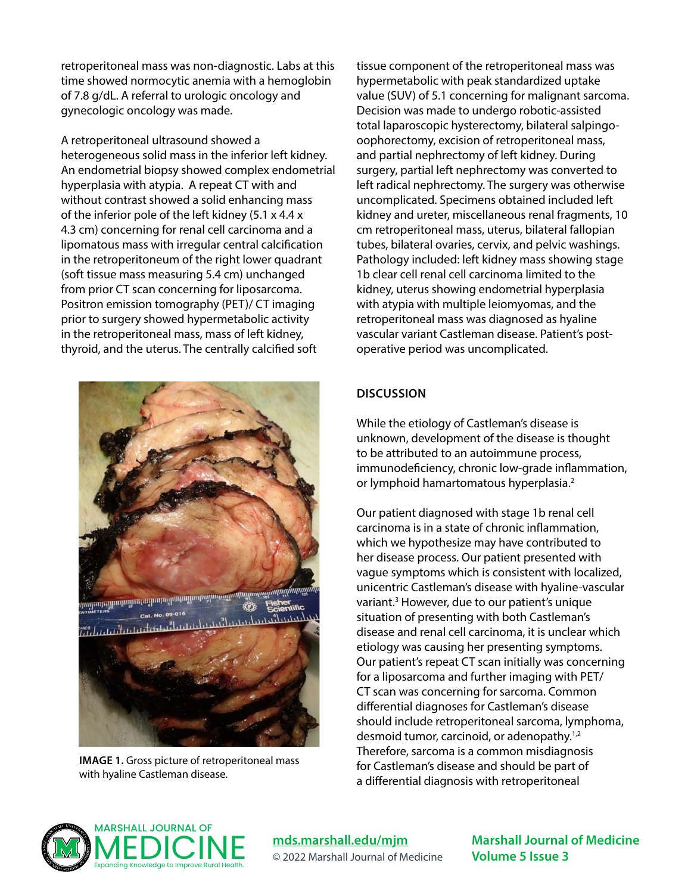retroperitoneal mass was non-diagnostic. Labs at this time showed normocytic anemia with a hemoglobin of 7.8 g/dL. A referral to urologic oncology and gynecologic oncology was made.

A retroperitoneal ultrasound showed a heterogeneous solid mass in the inferior left kidney. An endometrial biopsy showed complex endometrial hyperplasia with atypia. A repeat CT with and without contrast showed a solid enhancing mass of the inferior pole of the left kidney (5.1 x 4.4 x 4.3 cm) concerning for renal cell carcinoma and a lipomatous mass with irregular central calcification in the retroperitoneum of the right lower quadrant (soft tissue mass measuring 5.4 cm) unchanged from prior CT scan concerning for liposarcoma. Positron emission tomography (PET)/ CT imaging prior to surgery showed hypermetabolic activity in the retroperitoneal mass, mass of left kidney, thyroid, and the uterus. The centrally calcified soft tissue component of the retroperitoneal mass was hypermetabolic with peak standardized uptake value (SUV) of 5.1 concerning for malignant sarcoma. Decision was made to undergo robotic-assisted total laparoscopic hysterectomy, bilateral salpingo-oophorectomy, excision of retroperitoneal mass, and partial nephrectomy of left kidney. During surgery, partial left nephrectomy was converted to left radical nephrectomy. The surgery was otherwise uncomplicated. Specimens obtained included left kidney and ureter, miscellaneous renal fragments, 10 cm retroperitoneal mass, uterus, bilateral fallopian tubes, bilateral ovaries, cervix, and pelvic washings. Pathology included: left kidney mass showing stage 1b clear cell renal cell carcinoma limited to the kidney, uterus showing endometrial hyperplasia with atypia with multiple leiomyomas, and the retroperitoneal mass was diagnosed as hyaline vascular variant Castleman disease. Patient's post-operative period was uncomplicated.

**IMAGE 1.** Gross picture of retroperitoneal mass with hyaline Castleman disease.

## DISCUSSION

While the etiology of Castleman's disease is unknown, development of the disease is thought to be attributed to an autoimmune process, immunodeficiency, chronic low-grade inflammation, or lymphoid hamartomatous hyperplasia.[2]

Our patient diagnosed with stage 1b renal cell carcinoma is in a state of chronic inflammation, which we hypothesize may have contributed to her disease process. Our patient presented with vague symptoms which is consistent with localized, unicentric Castleman's disease with hyaline-vascular variant.[3] However, due to our patient's unique situation of presenting with both Castleman's disease and renal cell carcinoma, it is unclear which etiology was causing her presenting symptoms. Our patient's repeat CT scan initially was concerning for a liposarcoma and further imaging with PET/CT scan was concerning for sarcoma. Common differential diagnoses for Castleman's disease should include retroperitoneal sarcoma, lymphoma, desmoid tumor, carcinoid, or adenopathy.[1,2] Therefore, sarcoma is a common misdiagnosis for Castleman's disease and should be part of a differential diagnosis with retroperitoneal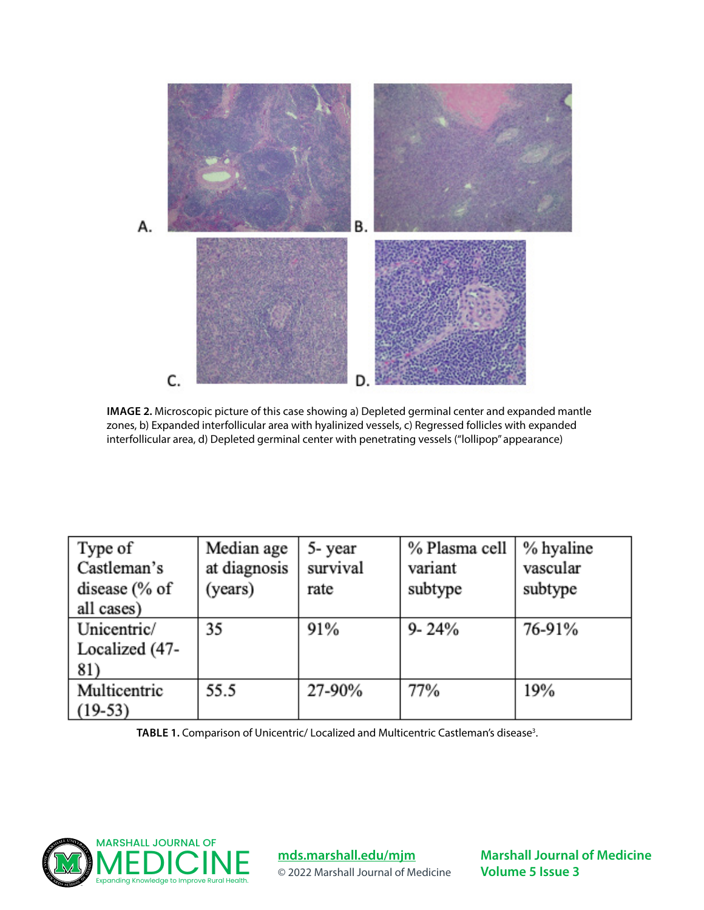**IMAGE 2.** Microscopic picture of this case showing a) Depleted germinal center and expanded mantle zones, b) Expanded interfollicular area with hyalinized vessels, c) Regressed follicles with expanded interfollicular area, d) Depleted germinal center with penetrating vessels ("lollipop" appearance)

| Type of Castleman's disease (% of all cases) | Median age at diagnosis (years) | 5- year survival rate | % Plasma cell variant subtype | % hyaline vascular subtype |
|---|---|---|---|---|
| Unicentric/ Localized (47-81) | 35 | 91% | 9- 24% | 76-91% |
| Multicentric (19-53) | 55.5 | 27-90% | 77% | 19% |

**TABLE 1.** Comparison of Unicentric/ Localized and Multicentric Castleman's disease[3].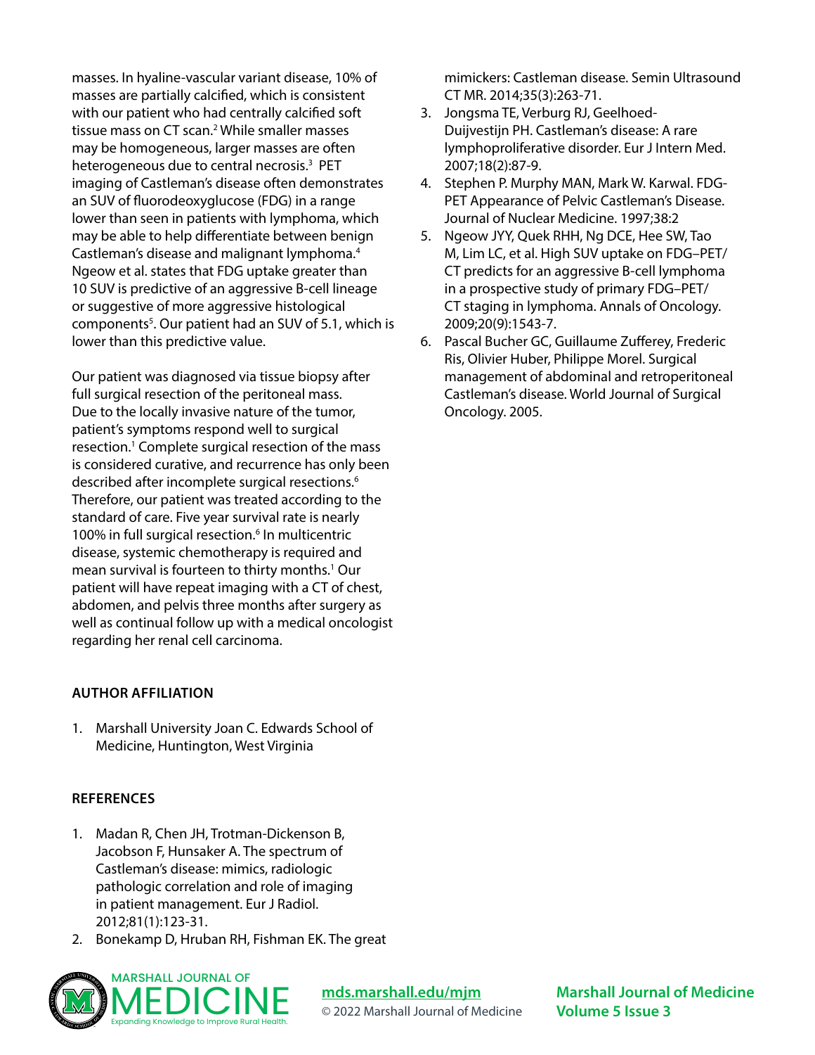masses. In hyaline-vascular variant disease, 10% of masses are partially calcified, which is consistent with our patient who had centrally calcified soft tissue mass on CT scan.[2] While smaller masses may be homogeneous, larger masses are often heterogeneous due to central necrosis.[3] PET imaging of Castleman's disease often demonstrates an SUV of fluorodeoxyglucose (FDG) in a range lower than seen in patients with lymphoma, which may be able to help differentiate between benign Castleman's disease and malignant lymphoma.[4] Ngeow et al. states that FDG uptake greater than 10 SUV is predictive of an aggressive B-cell lineage or suggestive of more aggressive histological components[5]. Our patient had an SUV of 5.1, which is lower than this predictive value.

Our patient was diagnosed via tissue biopsy after full surgical resection of the peritoneal mass. Due to the locally invasive nature of the tumor, patient's symptoms respond well to surgical resection.[1] Complete surgical resection of the mass is considered curative, and recurrence has only been described after incomplete surgical resections.[6] Therefore, our patient was treated according to the standard of care. Five year survival rate is nearly 100% in full surgical resection.[6] In multicentric disease, systemic chemotherapy is required and mean survival is fourteen to thirty months.[1] Our patient will have repeat imaging with a CT of chest, abdomen, and pelvis three months after surgery as well as continual follow up with a medical oncologist regarding her renal cell carcinoma.

## AUTHOR AFFILIATION

1. Marshall University Joan C. Edwards School of Medicine, Huntington, West Virginia

## REFERENCES

1. Madan R, Chen JH, Trotman-Dickenson B, Jacobson F, Hunsaker A. The spectrum of Castleman's disease: mimics, radiologic pathologic correlation and role of imaging in patient management. Eur J Radiol. 2012;81(1):123-31.
2. Bonekamp D, Hruban RH, Fishman EK. The great mimickers: Castleman disease. Semin Ultrasound CT MR. 2014;35(3):263-71.
3. Jongsma TE, Verburg RJ, Geelhoed-Duijvestijn PH. Castleman's disease: A rare lymphoproliferative disorder. Eur J Intern Med. 2007;18(2):87-9.
4. Stephen P. Murphy MAN, Mark W. Karwal. FDG-PET Appearance of Pelvic Castleman's Disease. Journal of Nuclear Medicine. 1997;38:2
5. Ngeow JYY, Quek RHH, Ng DCE, Hee SW, Tao M, Lim LC, et al. High SUV uptake on FDG–PET/CT predicts for an aggressive B-cell lymphoma in a prospective study of primary FDG–PET/CT staging in lymphoma. Annals of Oncology. 2009;20(9):1543-7.
6. Pascal Bucher GC, Guillaume Zufferey, Frederic Ris, Olivier Huber, Philippe Morel. Surgical management of abdominal and retroperitoneal Castleman's disease. World Journal of Surgical Oncology. 2005.